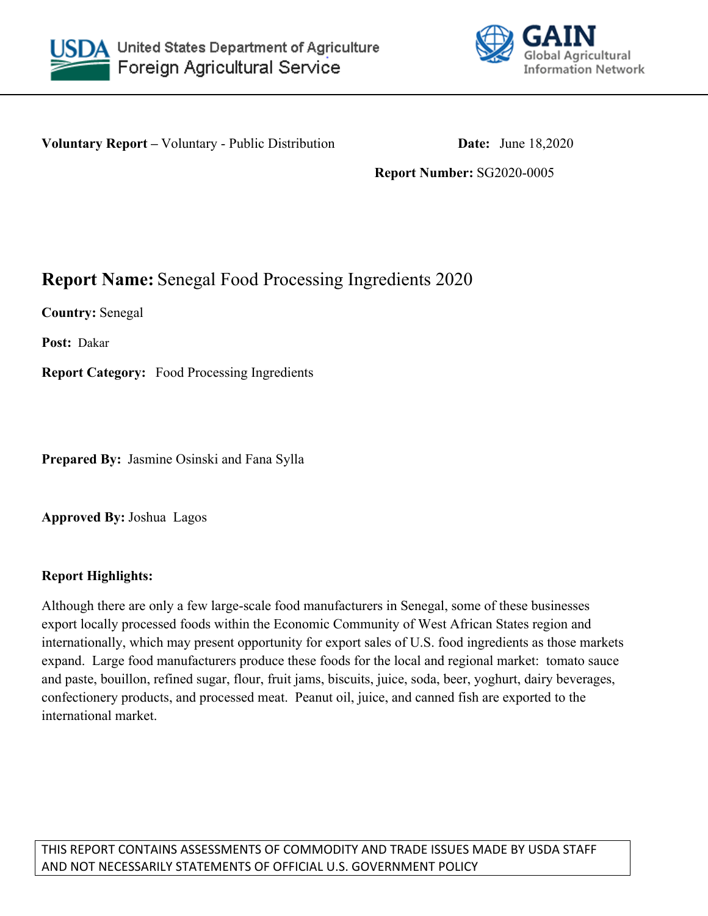United States Department of Agriculture
Foreign Agricultural Service

GAIN
Global Agricultural Information Network

**Voluntary Report –** Voluntary - Public Distribution **Date:** June 18,2020

**Report Number:** SG2020-0005

## Report Name: Senegal Food Processing Ingredients 2020

**Country:** Senegal

**Post:** Dakar

**Report Category:** Food Processing Ingredients

**Prepared By:** Jasmine Osinski and Fana Sylla

**Approved By:** Joshua Lagos

**Report Highlights:**

Although there are only a few large-scale food manufacturers in Senegal, some of these businesses export locally processed foods within the Economic Community of West African States region and internationally, which may present opportunity for export sales of U.S. food ingredients as those markets expand. Large food manufacturers produce these foods for the local and regional market: tomato sauce and paste, bouillon, refined sugar, flour, fruit jams, biscuits, juice, soda, beer, yoghurt, dairy beverages, confectionery products, and processed meat. Peanut oil, juice, and canned fish are exported to the international market.

THIS REPORT CONTAINS ASSESSMENTS OF COMMODITY AND TRADE ISSUES MADE BY USDA STAFF AND NOT NECESSARILY STATEMENTS OF OFFICIAL U.S. GOVERNMENT POLICY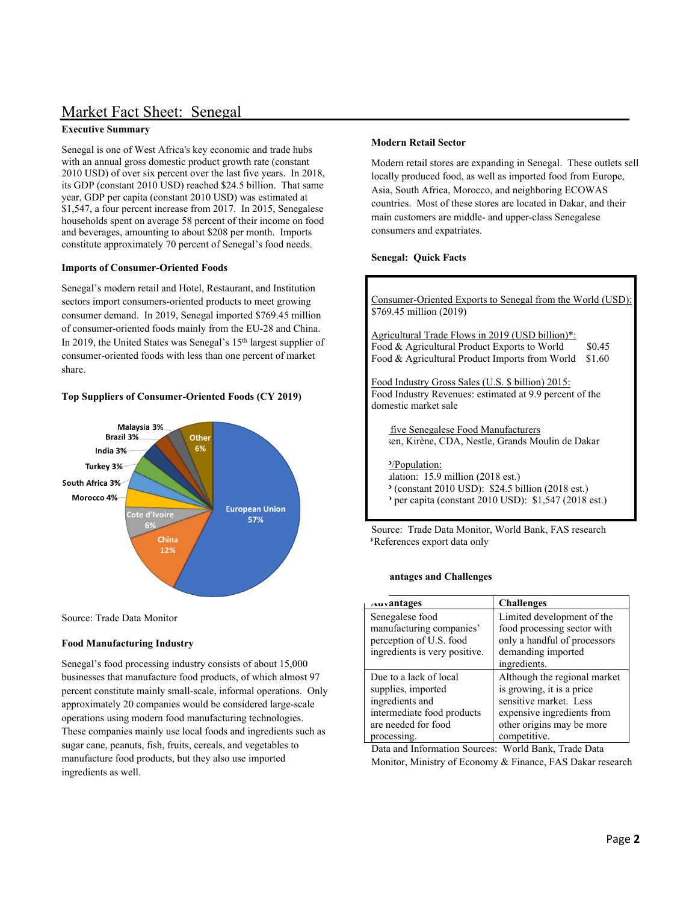# Market Fact Sheet: Senegal

### Executive Summary

Senegal is one of West Africa's key economic and trade hubs with an annual gross domestic product growth rate (constant 2010 USD) of over six percent over the last five years. In 2018, its GDP (constant 2010 USD) reached $24.5 billion. That same year, GDP per capita (constant 2010 USD) was estimated at $1,547, a four percent increase from 2017. In 2015, Senegalese households spent on average 58 percent of their income on food and beverages, amounting to about $208 per month. Imports constitute approximately 70 percent of Senegal's food needs.

### Imports of Consumer-Oriented Foods

Senegal's modern retail and Hotel, Restaurant, and Institution sectors import consumers-oriented products to meet growing consumer demand. In 2019, Senegal imported $769.45 million of consumer-oriented foods mainly from the EU-28 and China. In 2019, the United States was Senegal's 15th largest supplier of consumer-oriented foods with less than one percent of market share.

### Top Suppliers of Consumer-Oriented Foods (CY 2019)

| Supplier | Share |
|---|---|
| European Union | 57% |
| China | 12% |
| Cote d'Ivoire | 6% |
| Morocco | 4% |
| South Africa | 3% |
| Turkey | 3% |
| India | 3% |
| Brazil | 3% |
| Malaysia | 3% |
| Other | 6% |

Source: Trade Data Monitor

### Food Manufacturing Industry

Senegal's food processing industry consists of about 15,000 businesses that manufacture food products, of which almost 97 percent constitute mainly small-scale, informal operations. Only approximately 20 companies would be considered large-scale operations using modern food manufacturing technologies. These companies mainly use local foods and ingredients such as sugar cane, peanuts, fish, fruits, cereals, and vegetables to manufacture food products, but they also use imported ingredients as well.

### Modern Retail Sector

Modern retail stores are expanding in Senegal. These outlets sell locally produced food, as well as imported food from Europe, Asia, South Africa, Morocco, and neighboring ECOWAS countries. Most of these stores are located in Dakar, and their main customers are middle- and upper-class Senegalese consumers and expatriates.

### Senegal: Quick Facts

Consumer-Oriented Exports to Senegal from the World (USD):
$769.45 million (2019)

Agricultural Trade Flows in 2019 (USD billion)*:
Food & Agricultural Product Exports to World $0.45
Food & Agricultural Product Imports from World $1.60

Food Industry Gross Sales (U.S. $ billion) 2015:
Food Industry Revenues: estimated at 9.9 percent of the domestic market sale

five Senegalese Food Manufacturers
sen, Kirène, CDA, Nestle, Grands Moulin de Dakar

ᵓ/Population:
ılation: 15.9 million (2018 est.)
ᵓ (constant 2010 USD): $24.5 billion (2018 est.)
ᵓ per capita (constant 2010 USD): $1,547 (2018 est.)

Source: Trade Data Monitor, World Bank, FAS research
*References export data only

### antages and Challenges

| Advantages | Challenges |
|---|---|
| Senegalese food manufacturing companies' perception of U.S. food ingredients is very positive. | Limited development of the food processing sector with only a handful of processors demanding imported ingredients. |
| Due to a lack of local supplies, imported ingredients and intermediate food products are needed for food processing. | Although the regional market is growing, it is a price sensitive market. Less expensive ingredients from other origins may be more competitive. |

Data and Information Sources: World Bank, Trade Data Monitor, Ministry of Economy & Finance, FAS Dakar research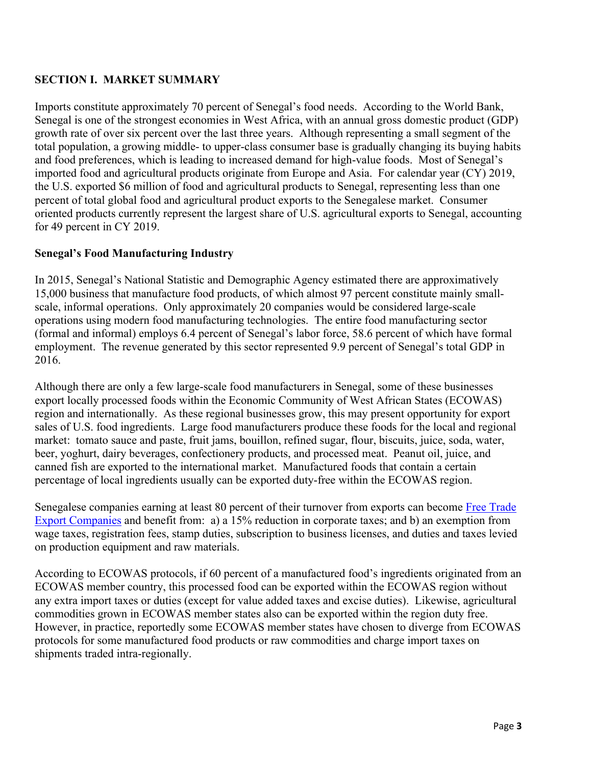## SECTION I. MARKET SUMMARY

Imports constitute approximately 70 percent of Senegal's food needs. According to the World Bank, Senegal is one of the strongest economies in West Africa, with an annual gross domestic product (GDP) growth rate of over six percent over the last three years. Although representing a small segment of the total population, a growing middle- to upper-class consumer base is gradually changing its buying habits and food preferences, which is leading to increased demand for high-value foods. Most of Senegal's imported food and agricultural products originate from Europe and Asia. For calendar year (CY) 2019, the U.S. exported $6 million of food and agricultural products to Senegal, representing less than one percent of total global food and agricultural product exports to the Senegalese market. Consumer oriented products currently represent the largest share of U.S. agricultural exports to Senegal, accounting for 49 percent in CY 2019.

### Senegal's Food Manufacturing Industry

In 2015, Senegal's National Statistic and Demographic Agency estimated there are approximatively 15,000 business that manufacture food products, of which almost 97 percent constitute mainly small-scale, informal operations. Only approximately 20 companies would be considered large-scale operations using modern food manufacturing technologies. The entire food manufacturing sector (formal and informal) employs 6.4 percent of Senegal's labor force, 58.6 percent of which have formal employment. The revenue generated by this sector represented 9.9 percent of Senegal's total GDP in 2016.

Although there are only a few large-scale food manufacturers in Senegal, some of these businesses export locally processed foods within the Economic Community of West African States (ECOWAS) region and internationally. As these regional businesses grow, this may present opportunity for export sales of U.S. food ingredients. Large food manufacturers produce these foods for the local and regional market: tomato sauce and paste, fruit jams, bouillon, refined sugar, flour, biscuits, juice, soda, water, beer, yoghurt, dairy beverages, confectionery products, and processed meat. Peanut oil, juice, and canned fish are exported to the international market. Manufactured foods that contain a certain percentage of local ingredients usually can be exported duty-free within the ECOWAS region.

Senegalese companies earning at least 80 percent of their turnover from exports can become Free Trade Export Companies and benefit from: a) a 15% reduction in corporate taxes; and b) an exemption from wage taxes, registration fees, stamp duties, subscription to business licenses, and duties and taxes levied on production equipment and raw materials.

According to ECOWAS protocols, if 60 percent of a manufactured food's ingredients originated from an ECOWAS member country, this processed food can be exported within the ECOWAS region without any extra import taxes or duties (except for value added taxes and excise duties). Likewise, agricultural commodities grown in ECOWAS member states also can be exported within the region duty free. However, in practice, reportedly some ECOWAS member states have chosen to diverge from ECOWAS protocols for some manufactured food products or raw commodities and charge import taxes on shipments traded intra-regionally.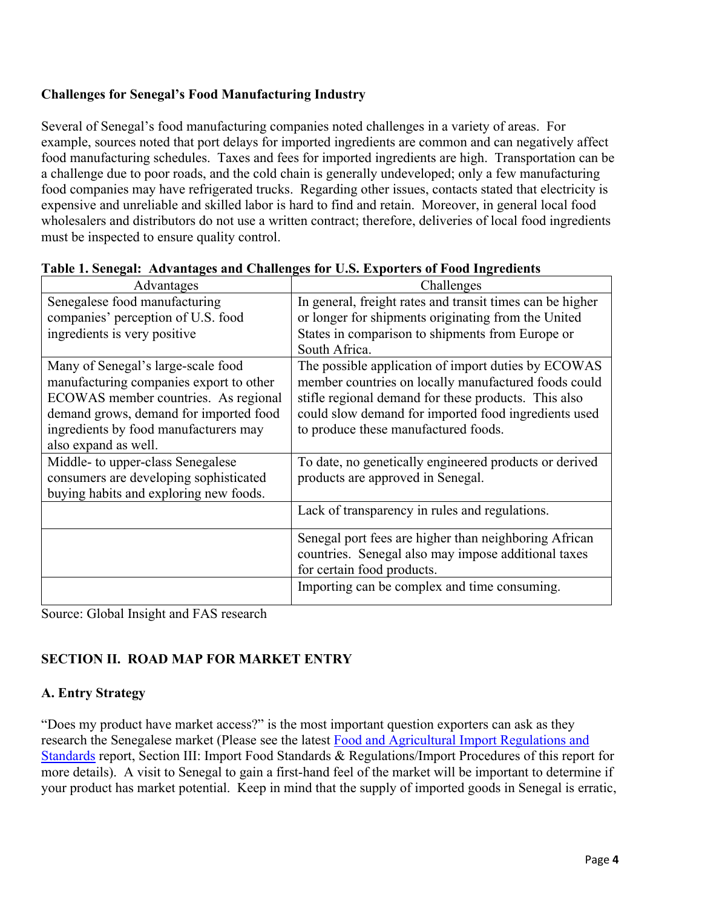**Challenges for Senegal's Food Manufacturing Industry**

Several of Senegal's food manufacturing companies noted challenges in a variety of areas. For example, sources noted that port delays for imported ingredients are common and can negatively affect food manufacturing schedules. Taxes and fees for imported ingredients are high. Transportation can be a challenge due to poor roads, and the cold chain is generally undeveloped; only a few manufacturing food companies may have refrigerated trucks. Regarding other issues, contacts stated that electricity is expensive and unreliable and skilled labor is hard to find and retain. Moreover, in general local food wholesalers and distributors do not use a written contract; therefore, deliveries of local food ingredients must be inspected to ensure quality control.

**Table 1. Senegal: Advantages and Challenges for U.S. Exporters of Food Ingredients**

| Advantages | Challenges |
|---|---|
| Senegalese food manufacturing companies' perception of U.S. food ingredients is very positive | In general, freight rates and transit times can be higher or longer for shipments originating from the United States in comparison to shipments from Europe or South Africa. |
| Many of Senegal's large-scale food manufacturing companies export to other ECOWAS member countries. As regional demand grows, demand for imported food ingredients by food manufacturers may also expand as well. | The possible application of import duties by ECOWAS member countries on locally manufactured foods could stifle regional demand for these products. This also could slow demand for imported food ingredients used to produce these manufactured foods. |
| Middle- to upper-class Senegalese consumers are developing sophisticated buying habits and exploring new foods. | To date, no genetically engineered products or derived products are approved in Senegal. |
| | Lack of transparency in rules and regulations. |
| | Senegal port fees are higher than neighboring African countries. Senegal also may impose additional taxes for certain food products. |
| | Importing can be complex and time consuming. |

Source: Global Insight and FAS research

## SECTION II. ROAD MAP FOR MARKET ENTRY

### A. Entry Strategy

"Does my product have market access?" is the most important question exporters can ask as they research the Senegalese market (Please see the latest Food and Agricultural Import Regulations and Standards report, Section III: Import Food Standards & Regulations/Import Procedures of this report for more details). A visit to Senegal to gain a first-hand feel of the market will be important to determine if your product has market potential. Keep in mind that the supply of imported goods in Senegal is erratic,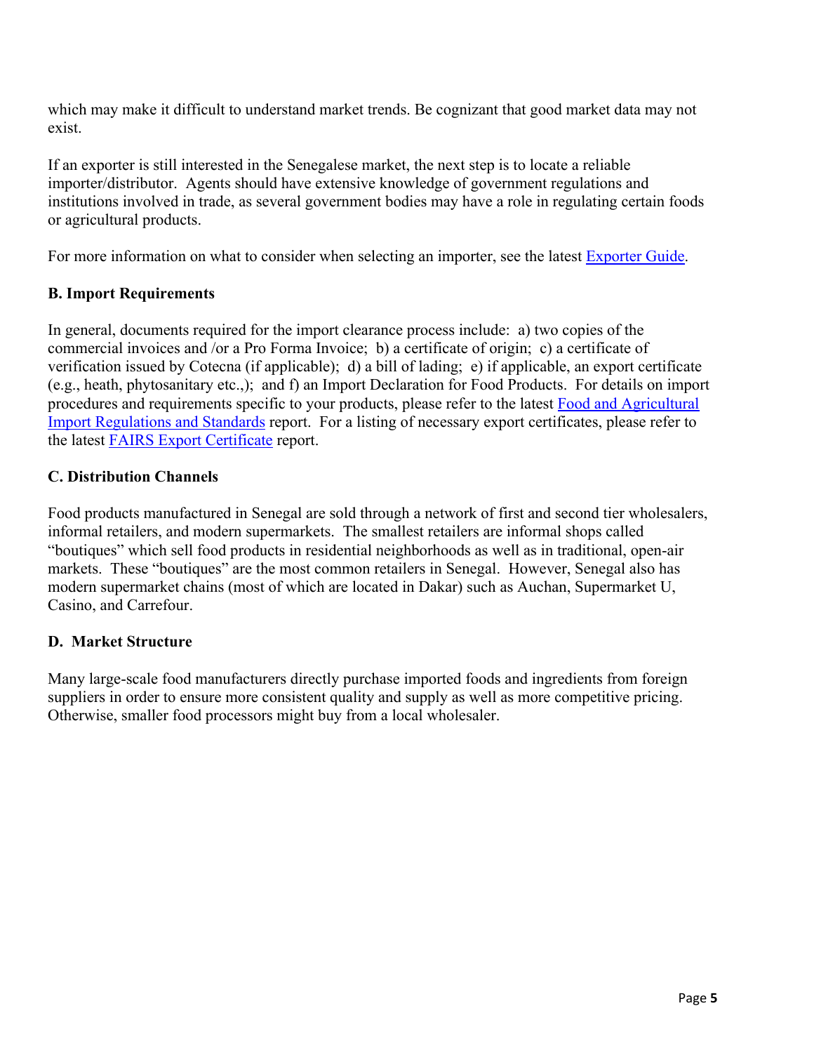which may make it difficult to understand market trends. Be cognizant that good market data may not exist.

If an exporter is still interested in the Senegalese market, the next step is to locate a reliable importer/distributor. Agents should have extensive knowledge of government regulations and institutions involved in trade, as several government bodies may have a role in regulating certain foods or agricultural products.

For more information on what to consider when selecting an importer, see the latest Exporter Guide.

### B. Import Requirements

In general, documents required for the import clearance process include: a) two copies of the commercial invoices and /or a Pro Forma Invoice; b) a certificate of origin; c) a certificate of verification issued by Cotecna (if applicable); d) a bill of lading; e) if applicable, an export certificate (e.g., heath, phytosanitary etc.,); and f) an Import Declaration for Food Products. For details on import procedures and requirements specific to your products, please refer to the latest Food and Agricultural Import Regulations and Standards report. For a listing of necessary export certificates, please refer to the latest FAIRS Export Certificate report.

### C. Distribution Channels

Food products manufactured in Senegal are sold through a network of first and second tier wholesalers, informal retailers, and modern supermarkets. The smallest retailers are informal shops called "boutiques" which sell food products in residential neighborhoods as well as in traditional, open-air markets. These "boutiques" are the most common retailers in Senegal. However, Senegal also has modern supermarket chains (most of which are located in Dakar) such as Auchan, Supermarket U, Casino, and Carrefour.

### D. Market Structure

Many large-scale food manufacturers directly purchase imported foods and ingredients from foreign suppliers in order to ensure more consistent quality and supply as well as more competitive pricing. Otherwise, smaller food processors might buy from a local wholesaler.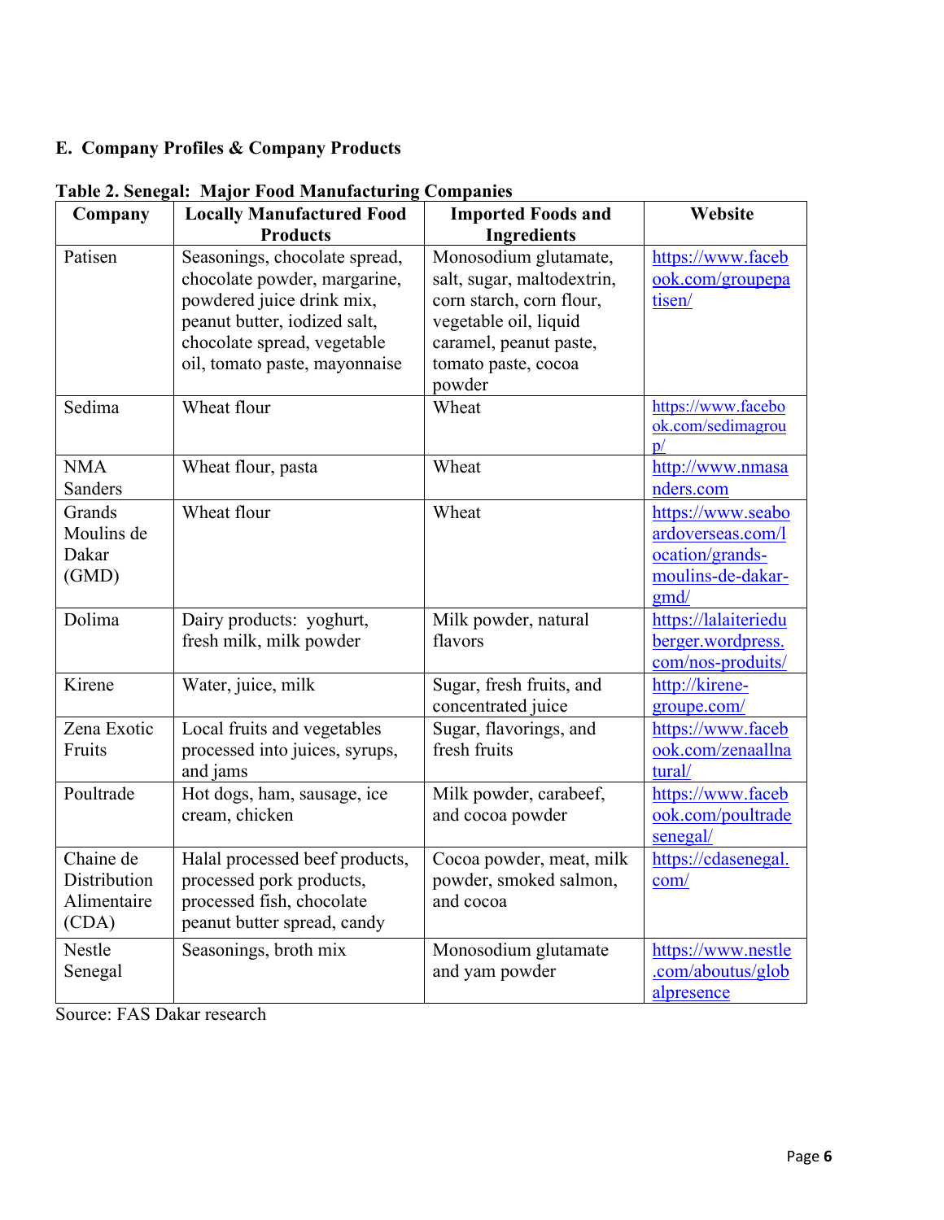## E. Company Profiles & Company Products

**Table 2. Senegal: Major Food Manufacturing Companies**

| Company | Locally Manufactured Food Products | Imported Foods and Ingredients | Website |
|---|---|---|---|
| Patisen | Seasonings, chocolate spread, chocolate powder, margarine, powdered juice drink mix, peanut butter, iodized salt, chocolate spread, vegetable oil, tomato paste, mayonnaise | Monosodium glutamate, salt, sugar, maltodextrin, corn starch, corn flour, vegetable oil, liquid caramel, peanut paste, tomato paste, cocoa powder | https://www.facebook.com/groupepatisen/ |
| Sedima | Wheat flour | Wheat | https://www.facebook.com/sedimagroup/ |
| NMA Sanders | Wheat flour, pasta | Wheat | http://www.nmasanders.com |
| Grands Moulins de Dakar (GMD) | Wheat flour | Wheat | https://www.seaboardoverseas.com/location/grands-moulins-de-dakar-gmd/ |
| Dolima | Dairy products: yoghurt, fresh milk, milk powder | Milk powder, natural flavors | https://lalaiteriedu berger.wordpress.com/nos-produits/ |
| Kirene | Water, juice, milk | Sugar, fresh fruits, and concentrated juice | http://kirene-groupe.com/ |
| Zena Exotic Fruits | Local fruits and vegetables processed into juices, syrups, and jams | Sugar, flavorings, and fresh fruits | https://www.facebook.com/zenaallnatural/ |
| Poultrade | Hot dogs, ham, sausage, ice cream, chicken | Milk powder, carabeef, and cocoa powder | https://www.facebook.com/poultradesenegal/ |
| Chaine de Distribution Alimentaire (CDA) | Halal processed beef products, processed pork products, processed fish, chocolate peanut butter spread, candy | Cocoa powder, meat, milk powder, smoked salmon, and cocoa | https://cdasenegal.com/ |
| Nestle Senegal | Seasonings, broth mix | Monosodium glutamate and yam powder | https://www.nestle.com/aboutus/globalpresence |

Source: FAS Dakar research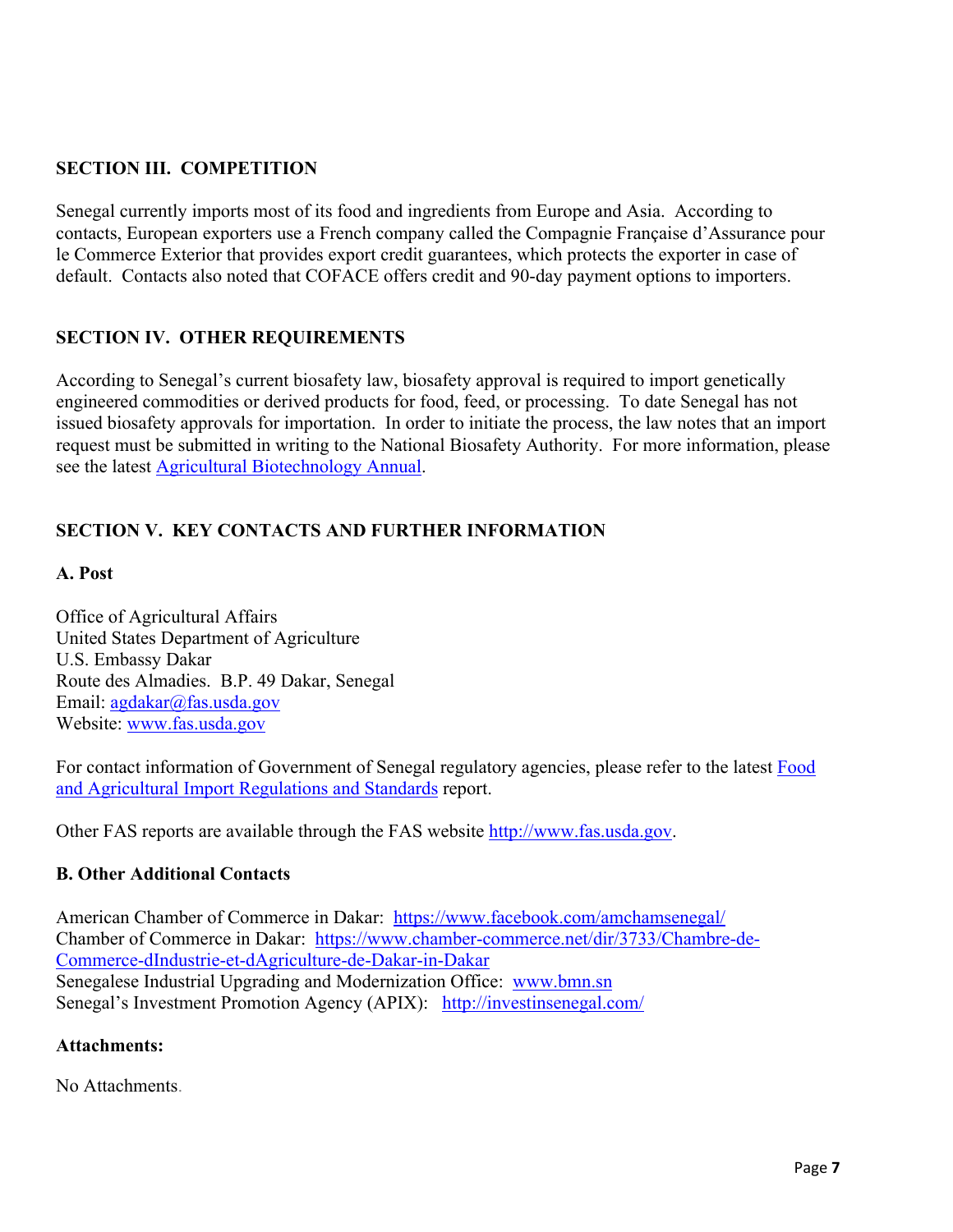## SECTION III. COMPETITION

Senegal currently imports most of its food and ingredients from Europe and Asia. According to contacts, European exporters use a French company called the Compagnie Française d'Assurance pour le Commerce Exterior that provides export credit guarantees, which protects the exporter in case of default. Contacts also noted that COFACE offers credit and 90-day payment options to importers.

## SECTION IV. OTHER REQUIREMENTS

According to Senegal's current biosafety law, biosafety approval is required to import genetically engineered commodities or derived products for food, feed, or processing. To date Senegal has not issued biosafety approvals for importation. In order to initiate the process, the law notes that an import request must be submitted in writing to the National Biosafety Authority. For more information, please see the latest Agricultural Biotechnology Annual.

## SECTION V. KEY CONTACTS AND FURTHER INFORMATION

### A. Post

Office of Agricultural Affairs
United States Department of Agriculture
U.S. Embassy Dakar
Route des Almadies. B.P. 49 Dakar, Senegal
Email: agdakar@fas.usda.gov
Website: www.fas.usda.gov

For contact information of Government of Senegal regulatory agencies, please refer to the latest Food and Agricultural Import Regulations and Standards report.

Other FAS reports are available through the FAS website http://www.fas.usda.gov.

### B. Other Additional Contacts

American Chamber of Commerce in Dakar: https://www.facebook.com/amchamsenegal/
Chamber of Commerce in Dakar: https://www.chamber-commerce.net/dir/3733/Chambre-de-Commerce-dIndustrie-et-dAgriculture-de-Dakar-in-Dakar
Senegalese Industrial Upgrading and Modernization Office: www.bmn.sn
Senegal's Investment Promotion Agency (APIX): http://investinsenegal.com/

**Attachments:**

No Attachments.